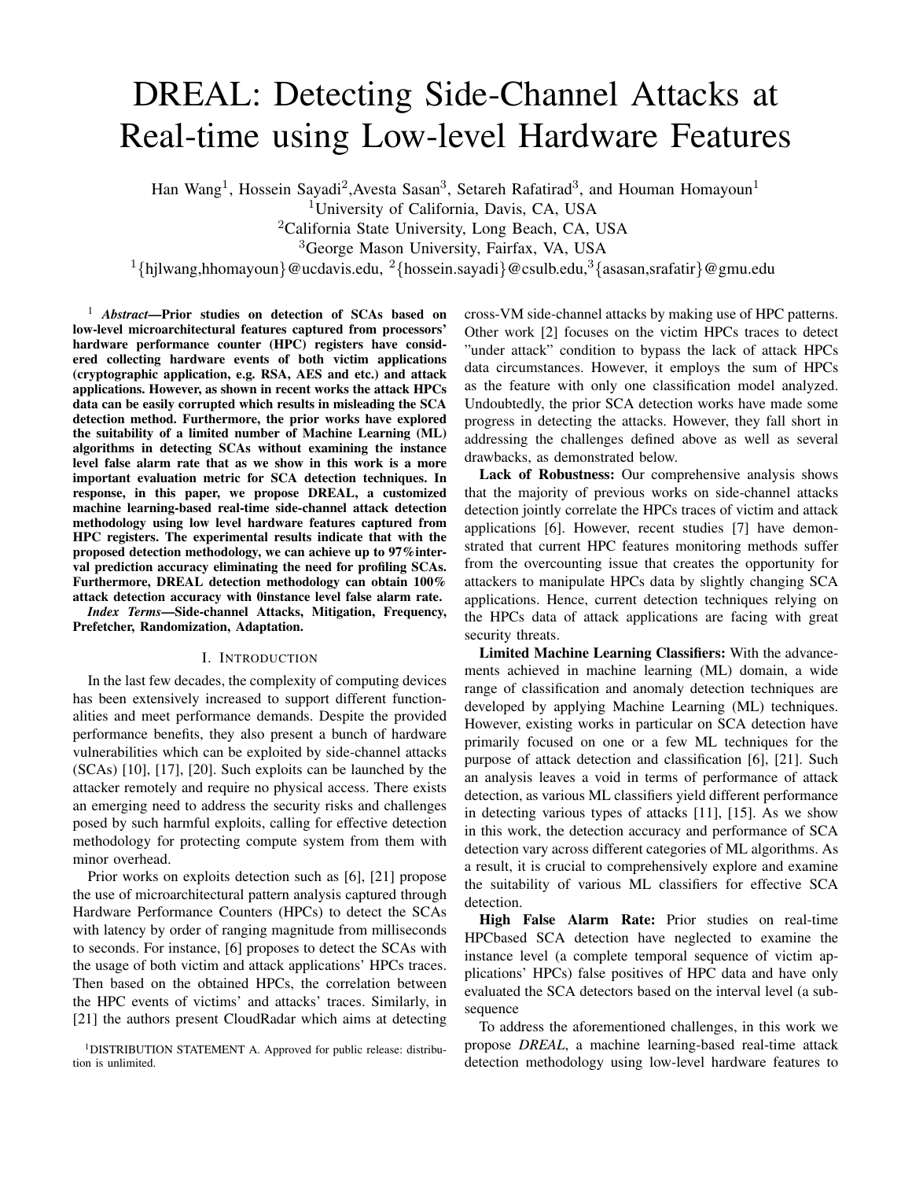# DREAL: Detecting Side-Channel Attacks at Real-time using Low-level Hardware Features

Han Wang[1], Hossein Sayadi[2],Avesta Sasan[3], Setareh Rafatirad[3], and Houman Homayoun[1]

[1]University of California, Davis, CA, USA

[2]California State University, Long Beach, CA, USA

[3]George Mason University, Fairfax, VA, USA

[1]{hjlwang,hhomayoun}@ucdavis.edu, [2]{hossein.sayadi}@csulb.edu,[3]{asasan,srafatir}@gmu.edu

[1] ***Abstract*—Prior studies on detection of SCAs based on low-level microarchitectural features captured from processors' hardware performance counter (HPC) registers have considered collecting hardware events of both victim applications (cryptographic application, e.g. RSA, AES and etc.) and attack applications. However, as shown in recent works the attack HPCs data can be easily corrupted which results in misleading the SCA detection method. Furthermore, the prior works have explored the suitability of a limited number of Machine Learning (ML) algorithms in detecting SCAs without examining the instance level false alarm rate that as we show in this work is a more important evaluation metric for SCA detection techniques. In response, in this paper, we propose DREAL, a customized machine learning-based real-time side-channel attack detection methodology using low level hardware features captured from HPC registers. The experimental results indicate that with the proposed detection methodology, we can achieve up to 97%interval prediction accuracy eliminating the need for profiling SCAs. Furthermore, DREAL detection methodology can obtain 100% attack detection accuracy with 0instance level false alarm rate.**

***Index Terms*—Side-channel Attacks, Mitigation, Frequency, Prefetcher, Randomization, Adaptation.**

## I. Introduction

In the last few decades, the complexity of computing devices has been extensively increased to support different functionalities and meet performance demands. Despite the provided performance benefits, they also present a bunch of hardware vulnerabilities which can be exploited by side-channel attacks (SCAs) [10], [17], [20]. Such exploits can be launched by the attacker remotely and require no physical access. There exists an emerging need to address the security risks and challenges posed by such harmful exploits, calling for effective detection methodology for protecting compute system from them with minor overhead.

Prior works on exploits detection such as [6], [21] propose the use of microarchitectural pattern analysis captured through Hardware Performance Counters (HPCs) to detect the SCAs with latency by order of ranging magnitude from milliseconds to seconds. For instance, [6] proposes to detect the SCAs with the usage of both victim and attack applications' HPCs traces. Then based on the obtained HPCs, the correlation between the HPC events of victims' and attacks' traces. Similarly, in [21] the authors present CloudRadar which aims at detecting cross-VM side-channel attacks by making use of HPC patterns. Other work [2] focuses on the victim HPCs traces to detect "under attack" condition to bypass the lack of attack HPCs data circumstances. However, it employs the sum of HPCs as the feature with only one classification model analyzed. Undoubtedly, the prior SCA detection works have made some progress in detecting the attacks. However, they fall short in addressing the challenges defined above as well as several drawbacks, as demonstrated below.

**Lack of Robustness:** Our comprehensive analysis shows that the majority of previous works on side-channel attacks detection jointly correlate the HPCs traces of victim and attack applications [6]. However, recent studies [7] have demonstrated that current HPC features monitoring methods suffer from the overcounting issue that creates the opportunity for attackers to manipulate HPCs data by slightly changing SCA applications. Hence, current detection techniques relying on the HPCs data of attack applications are facing with great security threats.

**Limited Machine Learning Classifiers:** With the advancements achieved in machine learning (ML) domain, a wide range of classification and anomaly detection techniques are developed by applying Machine Learning (ML) techniques. However, existing works in particular on SCA detection have primarily focused on one or a few ML techniques for the purpose of attack detection and classification [6], [21]. Such an analysis leaves a void in terms of performance of attack detection, as various ML classifiers yield different performance in detecting various types of attacks [11], [15]. As we show in this work, the detection accuracy and performance of SCA detection vary across different categories of ML algorithms. As a result, it is crucial to comprehensively explore and examine the suitability of various ML classifiers for effective SCA detection.

**High False Alarm Rate:** Prior studies on real-time HPCbased SCA detection have neglected to examine the instance level (a complete temporal sequence of victim applications' HPCs) false positives of HPC data and have only evaluated the SCA detectors based on the interval level (a subsequence

To address the aforementioned challenges, in this work we propose *DREAL*, a machine learning-based real-time attack detection methodology using low-level hardware features to

[1]DISTRIBUTION STATEMENT A. Approved for public release: distribution is unlimited.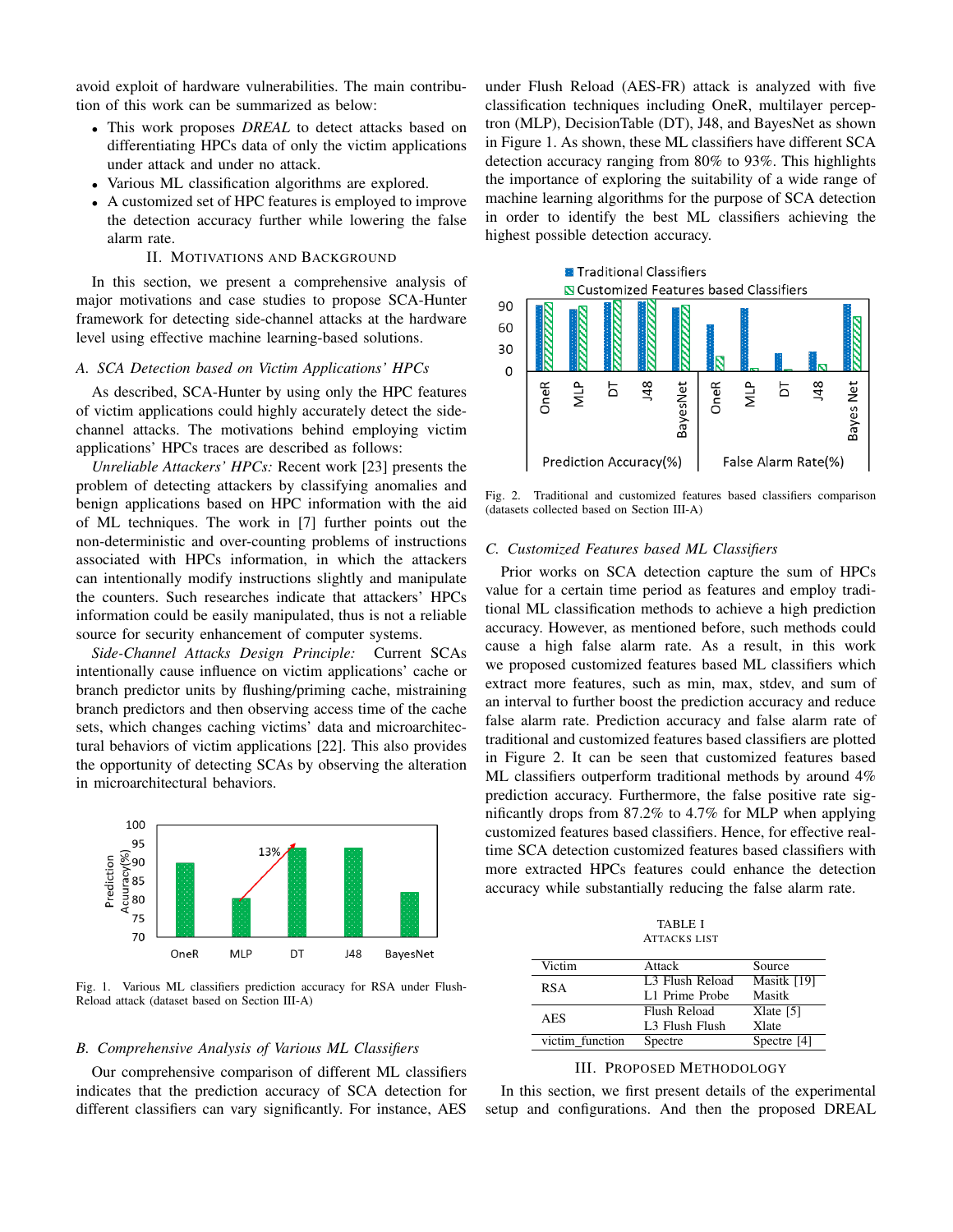avoid exploit of hardware vulnerabilities. The main contribution of this work can be summarized as below:

- This work proposes *DREAL* to detect attacks based on differentiating HPCs data of only the victim applications under attack and under no attack.
- Various ML classification algorithms are explored.
- A customized set of HPC features is employed to improve the detection accuracy further while lowering the false alarm rate.

## II. Motivations and Background

In this section, we present a comprehensive analysis of major motivations and case studies to propose SCA-Hunter framework for detecting side-channel attacks at the hardware level using effective machine learning-based solutions.

### A. SCA Detection based on Victim Applications' HPCs

As described, SCA-Hunter by using only the HPC features of victim applications could highly accurately detect the side-channel attacks. The motivations behind employing victim applications' HPCs traces are described as follows:

*Unreliable Attackers' HPCs:* Recent work [23] presents the problem of detecting attackers by classifying anomalies and benign applications based on HPC information with the aid of ML techniques. The work in [7] further points out the non-deterministic and over-counting problems of instructions associated with HPCs information, in which the attackers can intentionally modify instructions slightly and manipulate the counters. Such researches indicate that attackers' HPCs information could be easily manipulated, thus is not a reliable source for security enhancement of computer systems.

*Side-Channel Attacks Design Principle:* Current SCAs intentionally cause influence on victim applications' cache or branch predictor units by flushing/priming cache, mistraining branch predictors and then observing access time of the cache sets, which changes caching victims' data and microarchitectural behaviors of victim applications [22]. This also provides the opportunity of detecting SCAs by observing the alteration in microarchitectural behaviors.

Fig. 1. Various ML classifiers prediction accuracy for RSA under Flush-Reload attack (dataset based on Section III-A)

### B. Comprehensive Analysis of Various ML Classifiers

Our comprehensive comparison of different ML classifiers indicates that the prediction accuracy of SCA detection for different classifiers can vary significantly. For instance, AES under Flush Reload (AES-FR) attack is analyzed with five classification techniques including OneR, multilayer perceptron (MLP), DecisionTable (DT), J48, and BayesNet as shown in Figure 1. As shown, these ML classifiers have different SCA detection accuracy ranging from 80% to 93%. This highlights the importance of exploring the suitability of a wide range of machine learning algorithms for the purpose of SCA detection in order to identify the best ML classifiers achieving the highest possible detection accuracy.

Fig. 2. Traditional and customized features based classifiers comparison (datasets collected based on Section III-A)

### C. Customized Features based ML Classifiers

Prior works on SCA detection capture the sum of HPCs value for a certain time period as features and employ traditional ML classification methods to achieve a high prediction accuracy. However, as mentioned before, such methods could cause a high false alarm rate. As a result, in this work we proposed customized features based ML classifiers which extract more features, such as min, max, stdev, and sum of an interval to further boost the prediction accuracy and reduce false alarm rate. Prediction accuracy and false alarm rate of traditional and customized features based classifiers are plotted in Figure 2. It can be seen that customized features based ML classifiers outperform traditional methods by around 4% prediction accuracy. Furthermore, the false positive rate significantly drops from 87.2% to 4.7% for MLP when applying customized features based classifiers. Hence, for effective real-time SCA detection customized features based classifiers with more extracted HPCs features could enhance the detection accuracy while substantially reducing the false alarm rate.

TABLE I
ATTACKS LIST

| Victim | Attack | Source |
|---|---|---|
| RSA | L3 Flush Reload | Masitk [19] |
| | L1 Prime Probe | Masitk |
| AES | Flush Reload | Xlate [5] |
| | L3 Flush Flush | Xlate |
| victim_function | Spectre | Spectre [4] |

## III. Proposed Methodology

In this section, we first present details of the experimental setup and configurations. And then the proposed DREAL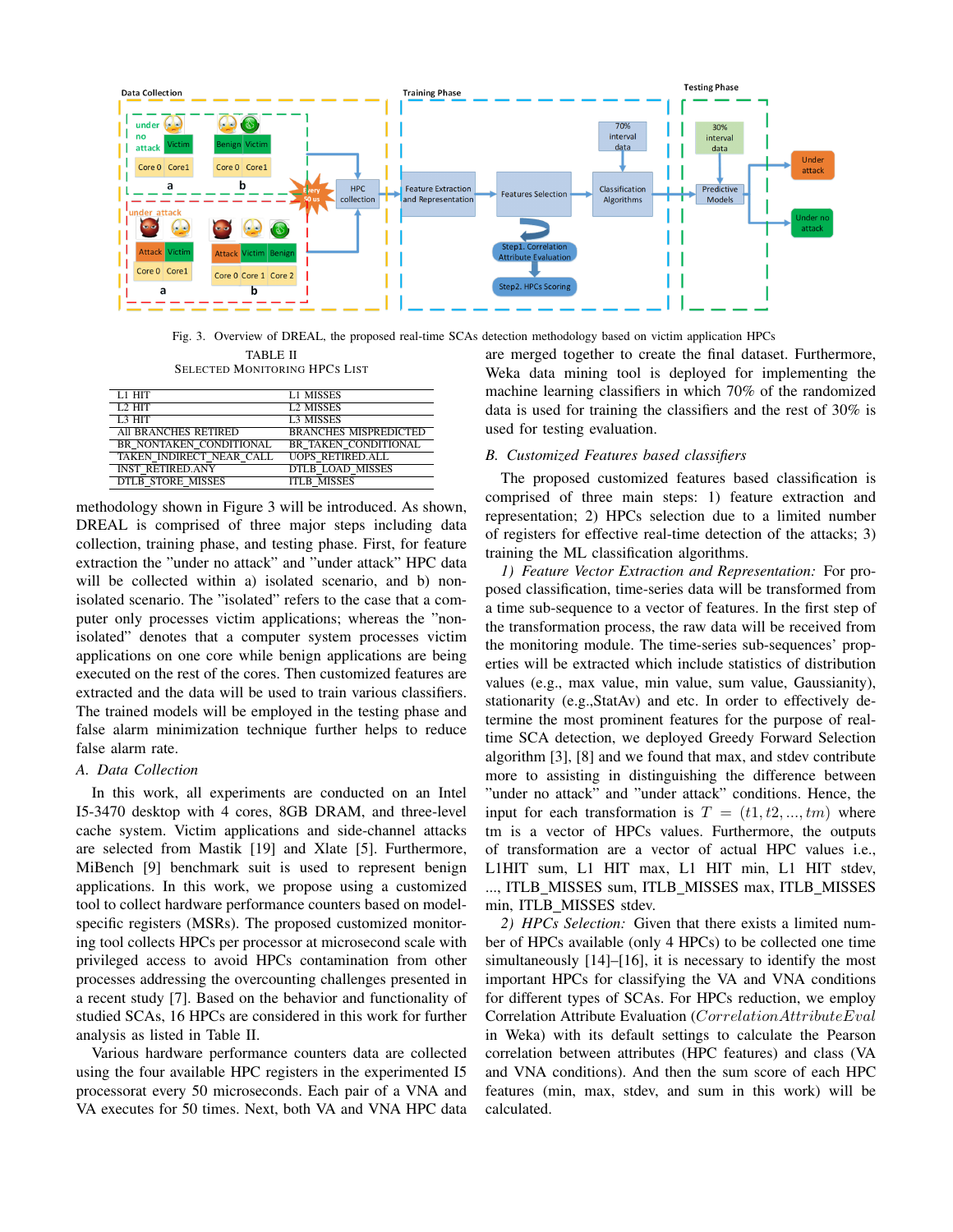Fig. 3. Overview of DREAL, the proposed real-time SCAs detection methodology based on victim application HPCs

TABLE II
SELECTED MONITORING HPCS LIST

| | |
|---|---|
| L1 HIT | L1 MISSES |
| L2 HIT | L2 MISSES |
| L3 HIT | L3 MISSES |
| All BRANCHES RETIRED | BRANCHES MISPREDICTED |
| BR_NONTAKEN_CONDITIONAL | BR_TAKEN_CONDITIONAL |
| TAKEN_INDIRECT_NEAR_CALL | UOPS_RETIRED.ALL |
| INST_RETIRED.ANY | DTLB_LOAD_MISSES |
| DTLB_STORE_MISSES | ITLB_MISSES |

methodology shown in Figure 3 will be introduced. As shown, DREAL is comprised of three major steps including data collection, training phase, and testing phase. First, for feature extraction the "under no attack" and "under attack" HPC data will be collected within a) isolated scenario, and b) non-isolated scenario. The "isolated" refers to the case that a computer only processes victim applications; whereas the "non-isolated" denotes that a computer system processes victim applications on one core while benign applications are being executed on the rest of the cores. Then customized features are extracted and the data will be used to train various classifiers. The trained models will be employed in the testing phase and false alarm minimization technique further helps to reduce false alarm rate.

### A. Data Collection

In this work, all experiments are conducted on an Intel I5-3470 desktop with 4 cores, 8GB DRAM, and three-level cache system. Victim applications and side-channel attacks are selected from Mastik [19] and Xlate [5]. Furthermore, MiBench [9] benchmark suit is used to represent benign applications. In this work, we propose using a customized tool to collect hardware performance counters based on model-specific registers (MSRs). The proposed customized monitoring tool collects HPCs per processor at microsecond scale with privileged access to avoid HPCs contamination from other processes addressing the overcounting challenges presented in a recent study [7]. Based on the behavior and functionality of studied SCAs, 16 HPCs are considered in this work for further analysis as listed in Table II.

Various hardware performance counters data are collected using the four available HPC registers in the experimented I5 processorat every 50 microseconds. Each pair of a VNA and VA executes for 50 times. Next, both VA and VNA HPC data are merged together to create the final dataset. Furthermore, Weka data mining tool is deployed for implementing the machine learning classifiers in which 70% of the randomized data is used for training the classifiers and the rest of 30% is used for testing evaluation.

### B. Customized Features based classifiers

The proposed customized features based classification is comprised of three main steps: 1) feature extraction and representation; 2) HPCs selection due to a limited number of registers for effective real-time detection of the attacks; 3) training the ML classification algorithms.

*1) Feature Vector Extraction and Representation:* For proposed classification, time-series data will be transformed from a time sub-sequence to a vector of features. In the first step of the transformation process, the raw data will be received from the monitoring module. The time-series sub-sequences' properties will be extracted which include statistics of distribution values (e.g., max value, min value, sum value, Gaussianity), stationarity (e.g.,StatAv) and etc. In order to effectively determine the most prominent features for the purpose of real-time SCA detection, we deployed Greedy Forward Selection algorithm [3], [8] and we found that max, and stdev contribute more to assisting in distinguishing the difference between "under no attack" and "under attack" conditions. Hence, the input for each transformation is $T = (t1, t2, ..., tm)$ where tm is a vector of HPCs values. Furthermore, the outputs of transformation are a vector of actual HPC values i.e., L1HIT sum, L1 HIT max, L1 HIT min, L1 HIT stdev, ..., ITLB_MISSES sum, ITLB_MISSES max, ITLB_MISSES min, ITLB_MISSES stdev.

*2) HPCs Selection:* Given that there exists a limited number of HPCs available (only 4 HPCs) to be collected one time simultaneously [14]–[16], it is necessary to identify the most important HPCs for classifying the VA and VNA conditions for different types of SCAs. For HPCs reduction, we employ Correlation Attribute Evaluation ($CorrelationAttributeEval$ in Weka) with its default settings to calculate the Pearson correlation between attributes (HPC features) and class (VA and VNA conditions). And then the sum score of each HPC features (min, max, stdev, and sum in this work) will be calculated.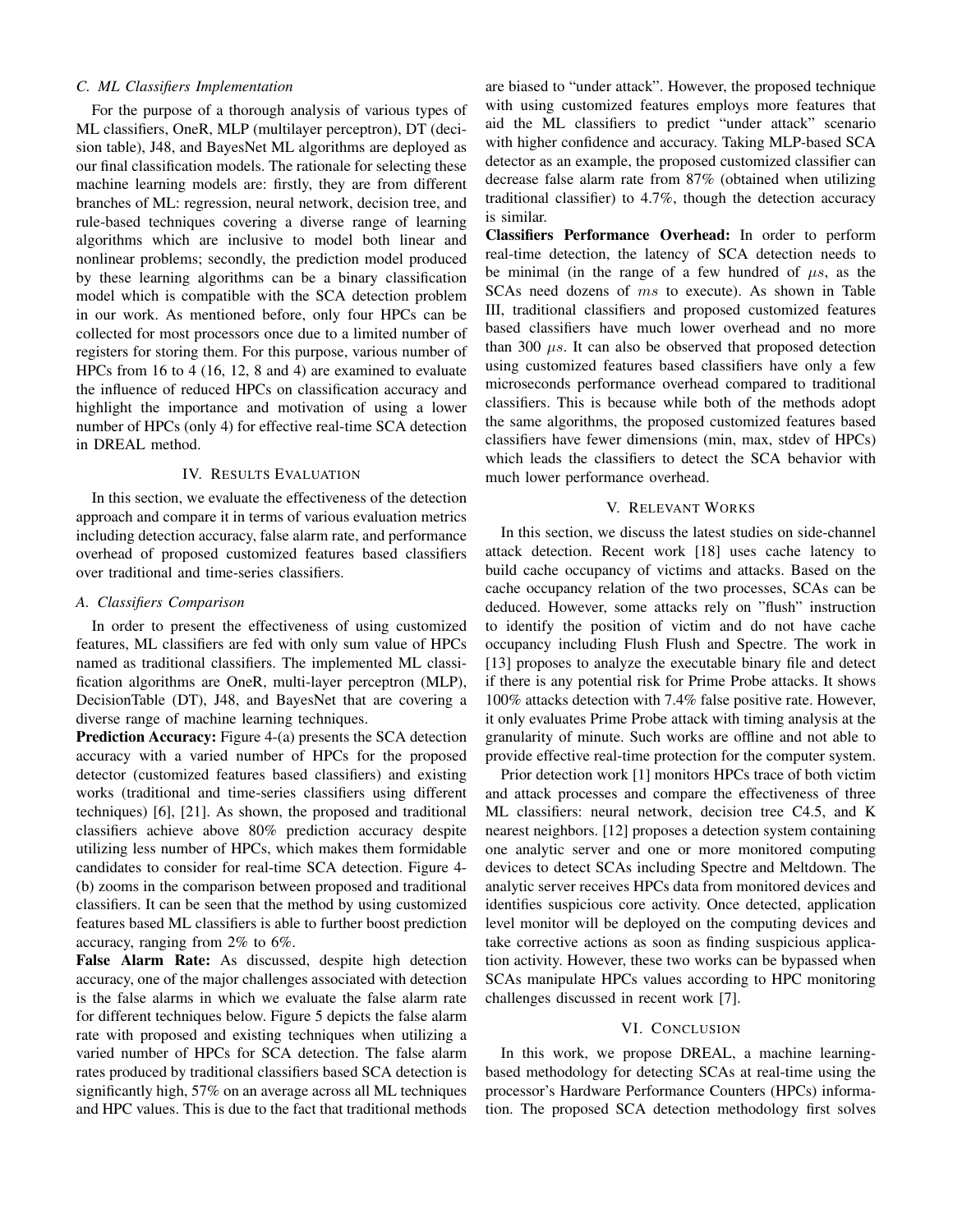### C. ML Classifiers Implementation

For the purpose of a thorough analysis of various types of ML classifiers, OneR, MLP (multilayer perceptron), DT (decision table), J48, and BayesNet ML algorithms are deployed as our final classification models. The rationale for selecting these machine learning models are: firstly, they are from different branches of ML: regression, neural network, decision tree, and rule-based techniques covering a diverse range of learning algorithms which are inclusive to model both linear and nonlinear problems; secondly, the prediction model produced by these learning algorithms can be a binary classification model which is compatible with the SCA detection problem in our work. As mentioned before, only four HPCs can be collected for most processors once due to a limited number of registers for storing them. For this purpose, various number of HPCs from 16 to 4 (16, 12, 8 and 4) are examined to evaluate the influence of reduced HPCs on classification accuracy and highlight the importance and motivation of using a lower number of HPCs (only 4) for effective real-time SCA detection in DREAL method.

## IV. Results Evaluation

In this section, we evaluate the effectiveness of the detection approach and compare it in terms of various evaluation metrics including detection accuracy, false alarm rate, and performance overhead of proposed customized features based classifiers over traditional and time-series classifiers.

### A. Classifiers Comparison

In order to present the effectiveness of using customized features, ML classifiers are fed with only sum value of HPCs named as traditional classifiers. The implemented ML classification algorithms are OneR, multi-layer perceptron (MLP), DecisionTable (DT), J48, and BayesNet that are covering a diverse range of machine learning techniques.

**Prediction Accuracy:** Figure 4-(a) presents the SCA detection accuracy with a varied number of HPCs for the proposed detector (customized features based classifiers) and existing works (traditional and time-series classifiers using different techniques) [6], [21]. As shown, the proposed and traditional classifiers achieve above 80% prediction accuracy despite utilizing less number of HPCs, which makes them formidable candidates to consider for real-time SCA detection. Figure 4-(b) zooms in the comparison between proposed and traditional classifiers. It can be seen that the method by using customized features based ML classifiers is able to further boost prediction accuracy, ranging from 2% to 6%.

**False Alarm Rate:** As discussed, despite high detection accuracy, one of the major challenges associated with detection is the false alarms in which we evaluate the false alarm rate for different techniques below. Figure 5 depicts the false alarm rate with proposed and existing techniques when utilizing a varied number of HPCs for SCA detection. The false alarm rates produced by traditional classifiers based SCA detection is significantly high, 57% on an average across all ML techniques and HPC values. This is due to the fact that traditional methods are biased to "under attack". However, the proposed technique with using customized features employs more features that aid the ML classifiers to predict "under attack" scenario with higher confidence and accuracy. Taking MLP-based SCA detector as an example, the proposed customized classifier can decrease false alarm rate from 87% (obtained when utilizing traditional classifier) to 4.7%, though the detection accuracy is similar.

**Classifiers Performance Overhead:** In order to perform real-time detection, the latency of SCA detection needs to be minimal (in the range of a few hundred of $\mu s$, as the SCAs need dozens of $ms$ to execute). As shown in Table III, traditional classifiers and proposed customized features based classifiers have much lower overhead and no more than 300 $\mu s$. It can also be observed that proposed detection using customized features based classifiers have only a few microseconds performance overhead compared to traditional classifiers. This is because while both of the methods adopt the same algorithms, the proposed customized features based classifiers have fewer dimensions (min, max, stdev of HPCs) which leads the classifiers to detect the SCA behavior with much lower performance overhead.

## V. Relevant Works

In this section, we discuss the latest studies on side-channel attack detection. Recent work [18] uses cache latency to build cache occupancy of victims and attacks. Based on the cache occupancy relation of the two processes, SCAs can be deduced. However, some attacks rely on "flush" instruction to identify the position of victim and do not have cache occupancy including Flush Flush and Spectre. The work in [13] proposes to analyze the executable binary file and detect if there is any potential risk for Prime Probe attacks. It shows 100% attacks detection with 7.4% false positive rate. However, it only evaluates Prime Probe attack with timing analysis at the granularity of minute. Such works are offline and not able to provide effective real-time protection for the computer system.

Prior detection work [1] monitors HPCs trace of both victim and attack processes and compare the effectiveness of three ML classifiers: neural network, decision tree C4.5, and K nearest neighbors. [12] proposes a detection system containing one analytic server and one or more monitored computing devices to detect SCAs including Spectre and Meltdown. The analytic server receives HPCs data from monitored devices and identifies suspicious core activity. Once detected, application level monitor will be deployed on the computing devices and take corrective actions as soon as finding suspicious application activity. However, these two works can be bypassed when SCAs manipulate HPCs values according to HPC monitoring challenges discussed in recent work [7].

## VI. Conclusion

In this work, we propose DREAL, a machine learning-based methodology for detecting SCAs at real-time using the processor's Hardware Performance Counters (HPCs) information. The proposed SCA detection methodology first solves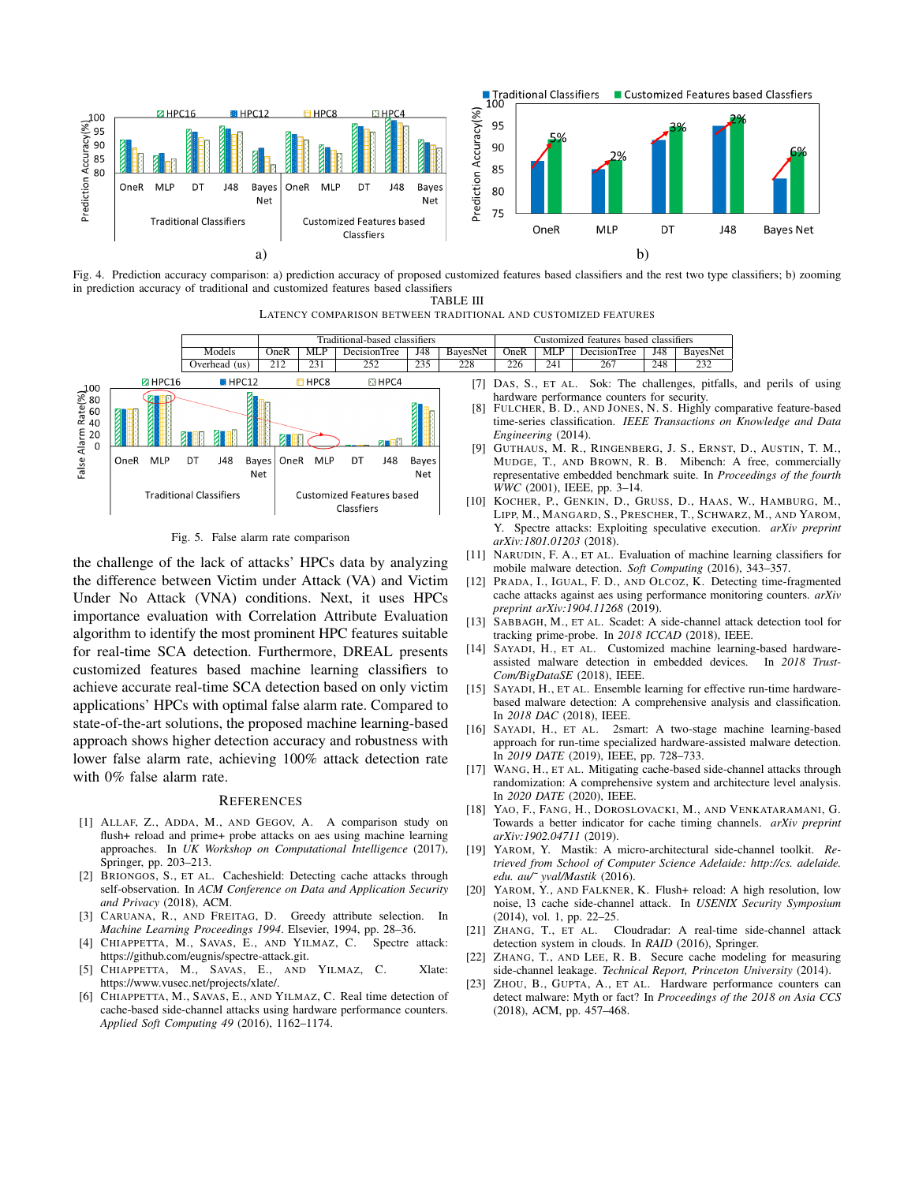Traditional Classifiers
Customized Features based Classfiers

HPC16 HPC12 HPC8 HPC4

Prediction Accuracy(%)

100
95
90
85
80

OneR MLP DT J48 Bayes Net OneR MLP DT J48 Bayes Net

Traditional Classifiers
Customized Features based Classfiers

a)

Prediction Accuracy(%)

100
95
90
85
80
75

5% 2% 3% 2% 6%

OneR MLP DT J48 Bayes Net

b)

Fig. 4. Prediction accuracy comparison: a) prediction accuracy of proposed customized features based classifiers and the rest two type classifiers; b) zooming in prediction accuracy of traditional and customized features based classifiers

TABLE III
LATENCY COMPARISON BETWEEN TRADITIONAL AND CUSTOMIZED FEATURES

| | Traditional-based classifiers | | | | | Customized features based classifiers | | | | |
|---|---|---|---|---|---|---|---|---|---|---|
| Models | OneR | MLP | DecisionTree | J48 | BayesNet | OneR | MLP | DecisionTree | J48 | BayesNet |
| Overhead (us) | 212 | 231 | 252 | 235 | 228 | 226 | 241 | 267 | 248 | 232 |

HPC16 HPC12 HPC8 HPC4

False Alarm Rate(%)

100
80
60
40
20
0

OneR MLP DT J48 Bayes Net OneR MLP DT J48 Bayes Net

Traditional Classifiers
Customized Features based Classfiers

Fig. 5. False alarm rate comparison

the challenge of the lack of attacks' HPCs data by analyzing the difference between Victim under Attack (VA) and Victim Under No Attack (VNA) conditions. Next, it uses HPCs importance evaluation with Correlation Attribute Evaluation algorithm to identify the most prominent HPC features suitable for real-time SCA detection. Furthermore, DREAL presents customized features based machine learning classifiers to achieve accurate real-time SCA detection based on only victim applications' HPCs with optimal false alarm rate. Compared to state-of-the-art solutions, the proposed machine learning-based approach shows higher detection accuracy and robustness with lower false alarm rate, achieving 100% attack detection rate with 0% false alarm rate.

## REFERENCES

[1] ALLAF, Z., ADDA, M., AND GEGOV, A. A comparison study on flush+ reload and prime+ probe attacks on aes using machine learning approaches. In *UK Workshop on Computational Intelligence* (2017), Springer, pp. 203–213.

[2] BRIONGOS, S., ET AL. Cacheshield: Detecting cache attacks through self-observation. In *ACM Conference on Data and Application Security and Privacy* (2018), ACM.

[3] CARUANA, R., AND FREITAG, D. Greedy attribute selection. In *Machine Learning Proceedings 1994*. Elsevier, 1994, pp. 28–36.

[4] CHIAPPETTA, M., SAVAS, E., AND YILMAZ, C. Spectre attack: https://github.com/eugnis/spectre-attack.git.

[5] CHIAPPETTA, M., SAVAS, E., AND YILMAZ, C. Xlate: https://www.vusec.net/projects/xlate/.

[6] CHIAPPETTA, M., SAVAS, E., AND YILMAZ, C. Real time detection of cache-based side-channel attacks using hardware performance counters. *Applied Soft Computing 49* (2016), 1162–1174.

[7] DAS, S., ET AL. Sok: The challenges, pitfalls, and perils of using hardware performance counters for security.

[8] FULCHER, B. D., AND JONES, N. S. Highly comparative feature-based time-series classification. *IEEE Transactions on Knowledge and Data Engineering* (2014).

[9] GUTHAUS, M. R., RINGENBERG, J. S., ERNST, D., AUSTIN, T. M., MUDGE, T., AND BROWN, R. B. Mibench: A free, commercially representative embedded benchmark suite. In *Proceedings of the fourth WWC* (2001), IEEE, pp. 3–14.

[10] KOCHER, P., GENKIN, D., GRUSS, D., HAAS, W., HAMBURG, M., LIPP, M., MANGARD, S., PRESCHER, T., SCHWARZ, M., AND YAROM, Y. Spectre attacks: Exploiting speculative execution. *arXiv preprint arXiv:1801.01203* (2018).

[11] NARUDIN, F. A., ET AL. Evaluation of machine learning classifiers for mobile malware detection. *Soft Computing* (2016), 343–357.

[12] PRADA, I., IGUAL, F. D., AND OLCOZ, K. Detecting time-fragmented cache attacks against aes using performance monitoring counters. *arXiv preprint arXiv:1904.11268* (2019).

[13] SABBAGH, M., ET AL. Scadet: A side-channel attack detection tool for tracking prime-probe. In *2018 ICCAD* (2018), IEEE.

[14] SAYADI, H., ET AL. Customized machine learning-based hardware-assisted malware detection in embedded devices. In *2018 TrustCom/BigDataSE* (2018), IEEE.

[15] SAYADI, H., ET AL. Ensemble learning for effective run-time hardware-based malware detection: A comprehensive analysis and classification. In *2018 DAC* (2018), IEEE.

[16] SAYADI, H., ET AL. 2smart: A two-stage machine learning-based approach for run-time specialized hardware-assisted malware detection. In *2019 DATE* (2019), IEEE, pp. 728–733.

[17] WANG, H., ET AL. Mitigating cache-based side-channel attacks through randomization: A comprehensive system and architecture level analysis. In *2020 DATE* (2020), IEEE.

[18] YAO, F., FANG, H., DOROSLOVACKI, M., AND VENKATARAMANI, G. Towards a better indicator for cache timing channels. *arXiv preprint arXiv:1902.04711* (2019).

[19] YAROM, Y. Mastik: A micro-architectural side-channel toolkit. *Retrieved from School of Computer Science Adelaide: http://cs. adelaide. edu. au/~ yval/Mastik* (2016).

[20] YAROM, Y., AND FALKNER, K. Flush+ reload: A high resolution, low noise, l3 cache side-channel attack. In *USENIX Security Symposium* (2014), vol. 1, pp. 22–25.

[21] ZHANG, T., ET AL. Cloudradar: A real-time side-channel attack detection system in clouds. In *RAID* (2016), Springer.

[22] ZHANG, T., AND LEE, R. B. Secure cache modeling for measuring side-channel leakage. *Technical Report, Princeton University* (2014).

[23] ZHOU, B., GUPTA, A., ET AL. Hardware performance counters can detect malware: Myth or fact? In *Proceedings of the 2018 on Asia CCS* (2018), ACM, pp. 457–468.